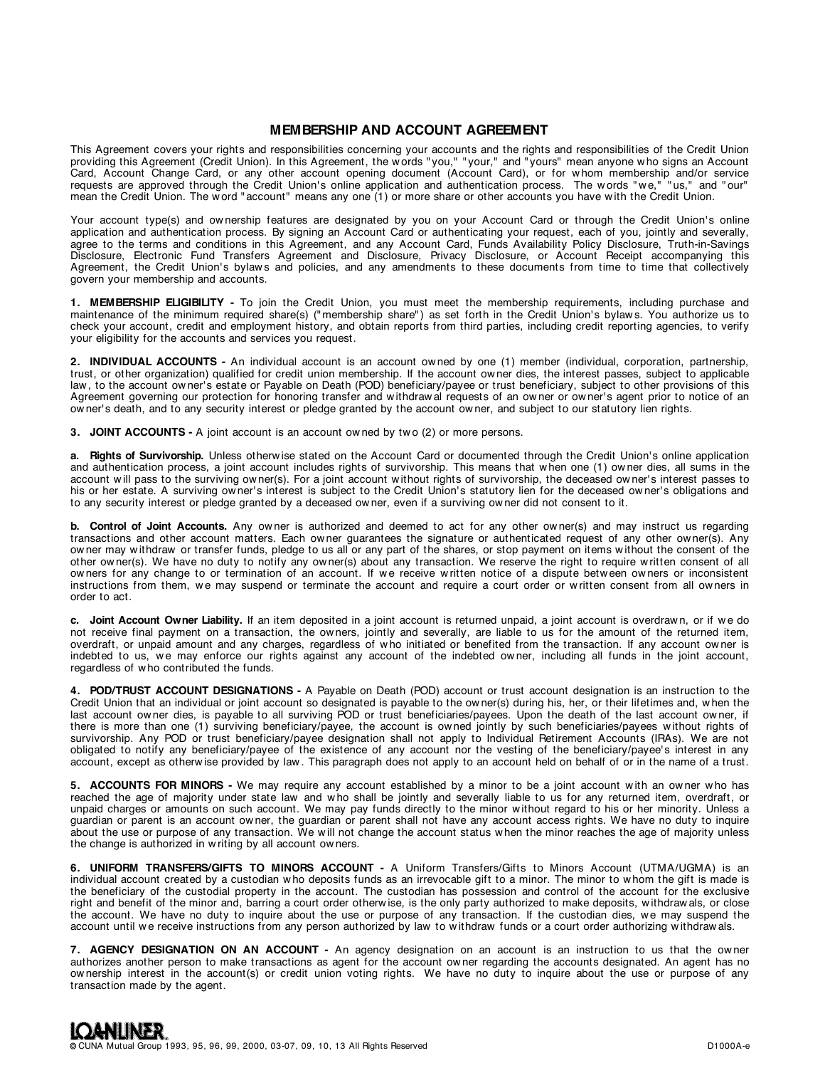# MEMBERSHIP AND ACCOUNT AGREEMENT

This Agreement covers your rights and responsibilities concerning your accounts and the rights and responsibilities of the Credit Union providing this Agreement (Credit Union). In this Agreement, the words "you," "your," and "yours" mean anyone who signs an Account Card, Account Change Card, or any other account opening document (Account Card), or for whom membership and/or service requests are approved through the Credit Union's online application and authentication process. The words "we," "us," and "our" mean the Credit Union. The word "account" means any one (1) or more share or other accounts you have with the Credit Union.

Your account type(s) and ownership features are designated by you on your Account Card or through the Credit Union's online application and authentication process. By signing an Account Card or authenticating your request, each of you, jointly and severally, agree to the terms and conditions in this Agreement, and any Account Card, Funds Availability Policy Disclosure, Truth-in-Savings Disclosure, Electronic Fund Transfers Agreement and Disclosure, Privacy Disclosure, or Account Receipt accompanying this Agreement, the Credit Union's bylaws and policies, and any amendments to these documents from time to time that collectively govern your membership and accounts.

**1. MEMBERSHIP ELIGIBILITY -** To join the Credit Union, you must meet the membership requirements, including purchase and maintenance of the minimum required share(s) ("membership share") as set forth in the Credit Union's bylaws. You authorize us to check your account, credit and employment history, and obtain reports from third parties, including credit reporting agencies, to verify your eligibility for the accounts and services you request.

**2. INDIVIDUAL ACCOUNTS -** An individual account is an account owned by one (1) member (individual, corporation, partnership, trust, or other organization) qualified for credit union membership. If the account owner dies, the interest passes, subject to applicable law, to the account owner's estate or Payable on Death (POD) beneficiary/payee or trust beneficiary, subject to other provisions of this Agreement governing our protection for honoring transfer and withdrawal requests of an owner or owner's agent prior to notice of an owner's death, and to any security interest or pledge granted by the account owner, and subject to our statutory lien rights.

**3. JOINT ACCOUNTS -** A joint account is an account owned by two (2) or more persons.

**a. Rights of Survivorship.** Unless otherwise stated on the Account Card or documented through the Credit Union's online application and authentication process, a joint account includes rights of survivorship. This means that when one (1) owner dies, all sums in the account will pass to the surviving owner(s). For a joint account without rights of survivorship, the deceased owner's interest passes to his or her estate. A surviving owner's interest is subject to the Credit Union's statutory lien for the deceased owner's obligations and to any security interest or pledge granted by a deceased owner, even if a surviving owner did not consent to it.

**b. Control of Joint Accounts.** Any owner is authorized and deemed to act for any other owner(s) and may instruct us regarding transactions and other account matters. Each owner guarantees the signature or authenticated request of any other owner(s). Any owner may withdraw or transfer funds, pledge to us all or any part of the shares, or stop payment on items without the consent of the other owner(s). We have no duty to notify any owner(s) about any transaction. We reserve the right to require written consent of all owners for any change to or termination of an account. If we receive written notice of a dispute between owners or inconsistent instructions from them, we may suspend or terminate the account and require a court order or written consent from all owners in order to act.

**c. Joint Account Owner Liability.** If an item deposited in a joint account is returned unpaid, a joint account is overdrawn, or if we do not receive final payment on a transaction, the owners, jointly and severally, are liable to us for the amount of the returned item, overdraft, or unpaid amount and any charges, regardless of who initiated or benefited from the transaction. If any account owner is indebted to us, we may enforce our rights against any account of the indebted owner, including all funds in the joint account, regardless of who contributed the funds.

**4. POD/TRUST ACCOUNT DESIGNATIONS -** A Payable on Death (POD) account or trust account designation is an instruction to the Credit Union that an individual or joint account so designated is payable to the owner(s) during his, her, or their lifetimes and, when the last account owner dies, is payable to all surviving POD or trust beneficiaries/payees. Upon the death of the last account owner, if there is more than one (1) surviving beneficiary/payee, the account is owned jointly by such beneficiaries/payees without rights of survivorship. Any POD or trust beneficiary/payee designation shall not apply to Individual Retirement Accounts (IRAs). We are not obligated to notify any beneficiary/payee of the existence of any account nor the vesting of the beneficiary/payee's interest in any account, except as otherwise provided by law. This paragraph does not apply to an account held on behalf of or in the name of a trust.

**5. ACCOUNTS FOR MINORS -** We may require any account established by a minor to be a joint account with an owner who has reached the age of majority under state law and who shall be jointly and severally liable to us for any returned item, overdraft, or unpaid charges or amounts on such account. We may pay funds directly to the minor without regard to his or her minority. Unless a guardian or parent is an account owner, the guardian or parent shall not have any account access rights. We have no duty to inquire about the use or purpose of any transaction. We will not change the account status when the minor reaches the age of majority unless the change is authorized in writing by all account owners.

**6. UNIFORM TRANSFERS/GIFTS TO MINORS ACCOUNT -** A Uniform Transfers/Gifts to Minors Account (UTMA/UGMA) is an individual account created by a custodian who deposits funds as an irrevocable gift to a minor. The minor to whom the gift is made is the beneficiary of the custodial property in the account. The custodian has possession and control of the account for the exclusive right and benefit of the minor and, barring a court order otherwise, is the only party authorized to make deposits, withdrawals, or close the account. We have no duty to inquire about the use or purpose of any transaction. If the custodian dies, we may suspend the account until we receive instructions from any person authorized by law to withdraw funds or a court order authorizing withdrawals.

**7. AGENCY DESIGNATION ON AN ACCOUNT -** An agency designation on an account is an instruction to us that the owner authorizes another person to make transactions as agent for the account owner regarding the accounts designated. An agent has no ownership interest in the account(s) or credit union voting rights. We have no duty to inquire about the use or purpose of any transaction made by the agent.

LOANLINER®
© CUNA Mutual Group 1993, 95, 96, 99, 2000, 03-07, 09, 10, 13 All Rights Reserved D1000A-e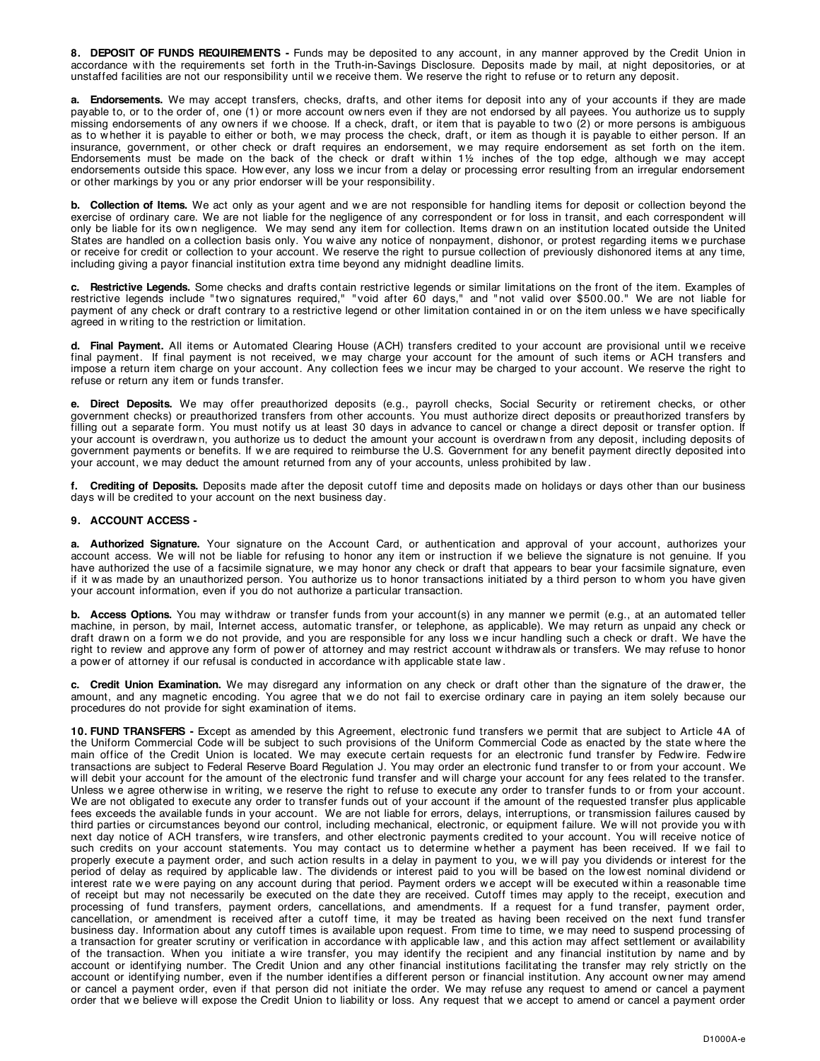**8. DEPOSIT OF FUNDS REQUIREMENTS -** Funds may be deposited to any account, in any manner approved by the Credit Union in accordance with the requirements set forth in the Truth-in-Savings Disclosure. Deposits made by mail, at night depositories, or at unstaffed facilities are not our responsibility until we receive them. We reserve the right to refuse or to return any deposit.

**a. Endorsements.** We may accept transfers, checks, drafts, and other items for deposit into any of your accounts if they are made payable to, or to the order of, one (1) or more account owners even if they are not endorsed by all payees. You authorize us to supply missing endorsements of any owners if we choose. If a check, draft, or item that is payable to two (2) or more persons is ambiguous as to whether it is payable to either or both, we may process the check, draft, or item as though it is payable to either person. If an insurance, government, or other check or draft requires an endorsement, we may require endorsement as set forth on the item. Endorsements must be made on the back of the check or draft within 1½ inches of the top edge, although we may accept endorsements outside this space. However, any loss we incur from a delay or processing error resulting from an irregular endorsement or other markings by you or any prior endorser will be your responsibility.

**b. Collection of Items.** We act only as your agent and we are not responsible for handling items for deposit or collection beyond the exercise of ordinary care. We are not liable for the negligence of any correspondent or for loss in transit, and each correspondent will only be liable for its own negligence. We may send any item for collection. Items drawn on an institution located outside the United States are handled on a collection basis only. You waive any notice of nonpayment, dishonor, or protest regarding items we purchase or receive for credit or collection to your account. We reserve the right to pursue collection of previously dishonored items at any time, including giving a payor financial institution extra time beyond any midnight deadline limits.

**c. Restrictive Legends.** Some checks and drafts contain restrictive legends or similar limitations on the front of the item. Examples of restrictive legends include "two signatures required," "void after 60 days," and "not valid over $500.00." We are not liable for payment of any check or draft contrary to a restrictive legend or other limitation contained in or on the item unless we have specifically agreed in writing to the restriction or limitation.

**d. Final Payment.** All items or Automated Clearing House (ACH) transfers credited to your account are provisional until we receive final payment. If final payment is not received, we may charge your account for the amount of such items or ACH transfers and impose a return item charge on your account. Any collection fees we incur may be charged to your account. We reserve the right to refuse or return any item or funds transfer.

**e. Direct Deposits.** We may offer preauthorized deposits (e.g., payroll checks, Social Security or retirement checks, or other government checks) or preauthorized transfers from other accounts. You must authorize direct deposits or preauthorized transfers by filling out a separate form. You must notify us at least 30 days in advance to cancel or change a direct deposit or transfer option. If your account is overdrawn, you authorize us to deduct the amount your account is overdrawn from any deposit, including deposits of government payments or benefits. If we are required to reimburse the U.S. Government for any benefit payment directly deposited into your account, we may deduct the amount returned from any of your accounts, unless prohibited by law.

**f. Crediting of Deposits.** Deposits made after the deposit cutoff time and deposits made on holidays or days other than our business days will be credited to your account on the next business day.

**9. ACCOUNT ACCESS -**

**a. Authorized Signature.** Your signature on the Account Card, or authentication and approval of your account, authorizes your account access. We will not be liable for refusing to honor any item or instruction if we believe the signature is not genuine. If you have authorized the use of a facsimile signature, we may honor any check or draft that appears to bear your facsimile signature, even if it was made by an unauthorized person. You authorize us to honor transactions initiated by a third person to whom you have given your account information, even if you do not authorize a particular transaction.

**b. Access Options.** You may withdraw or transfer funds from your account(s) in any manner we permit (e.g., at an automated teller machine, in person, by mail, Internet access, automatic transfer, or telephone, as applicable). We may return as unpaid any check or draft drawn on a form we do not provide, and you are responsible for any loss we incur handling such a check or draft. We have the right to review and approve any form of power of attorney and may restrict account withdrawals or transfers. We may refuse to honor a power of attorney if our refusal is conducted in accordance with applicable state law.

**c. Credit Union Examination.** We may disregard any information on any check or draft other than the signature of the drawer, the amount, and any magnetic encoding. You agree that we do not fail to exercise ordinary care in paying an item solely because our procedures do not provide for sight examination of items.

**10. FUND TRANSFERS -** Except as amended by this Agreement, electronic fund transfers we permit that are subject to Article 4A of the Uniform Commercial Code will be subject to such provisions of the Uniform Commercial Code as enacted by the state where the main office of the Credit Union is located. We may execute certain requests for an electronic fund transfer by Fedwire. Fedwire transactions are subject to Federal Reserve Board Regulation J. You may order an electronic fund transfer to or from your account. We will debit your account for the amount of the electronic fund transfer and will charge your account for any fees related to the transfer. Unless we agree otherwise in writing, we reserve the right to refuse to execute any order to transfer funds to or from your account. We are not obligated to execute any order to transfer funds out of your account if the amount of the requested transfer plus applicable fees exceeds the available funds in your account. We are not liable for errors, delays, interruptions, or transmission failures caused by third parties or circumstances beyond our control, including mechanical, electronic, or equipment failure. We will not provide you with next day notice of ACH transfers, wire transfers, and other electronic payments credited to your account. You will receive notice of such credits on your account statements. You may contact us to determine whether a payment has been received. If we fail to properly execute a payment order, and such action results in a delay in payment to you, we will pay you dividends or interest for the period of delay as required by applicable law. The dividends or interest paid to you will be based on the lowest nominal dividend or interest rate we were paying on any account during that period. Payment orders we accept will be executed within a reasonable time of receipt but may not necessarily be executed on the date they are received. Cutoff times may apply to the receipt, execution and processing of fund transfers, payment orders, cancellations, and amendments. If a request for a fund transfer, payment order, cancellation, or amendment is received after a cutoff time, it may be treated as having been received on the next fund transfer business day. Information about any cutoff times is available upon request. From time to time, we may need to suspend processing of a transaction for greater scrutiny or verification in accordance with applicable law, and this action may affect settlement or availability of the transaction. When you initiate a wire transfer, you may identify the recipient and any financial institution by name and by account or identifying number. The Credit Union and any other financial institutions facilitating the transfer may rely strictly on the account or identifying number, even if the number identifies a different person or financial institution. Any account owner may amend or cancel a payment order, even if that person did not initiate the order. We may refuse any request to amend or cancel a payment order that we believe will expose the Credit Union to liability or loss. Any request that we accept to amend or cancel a payment order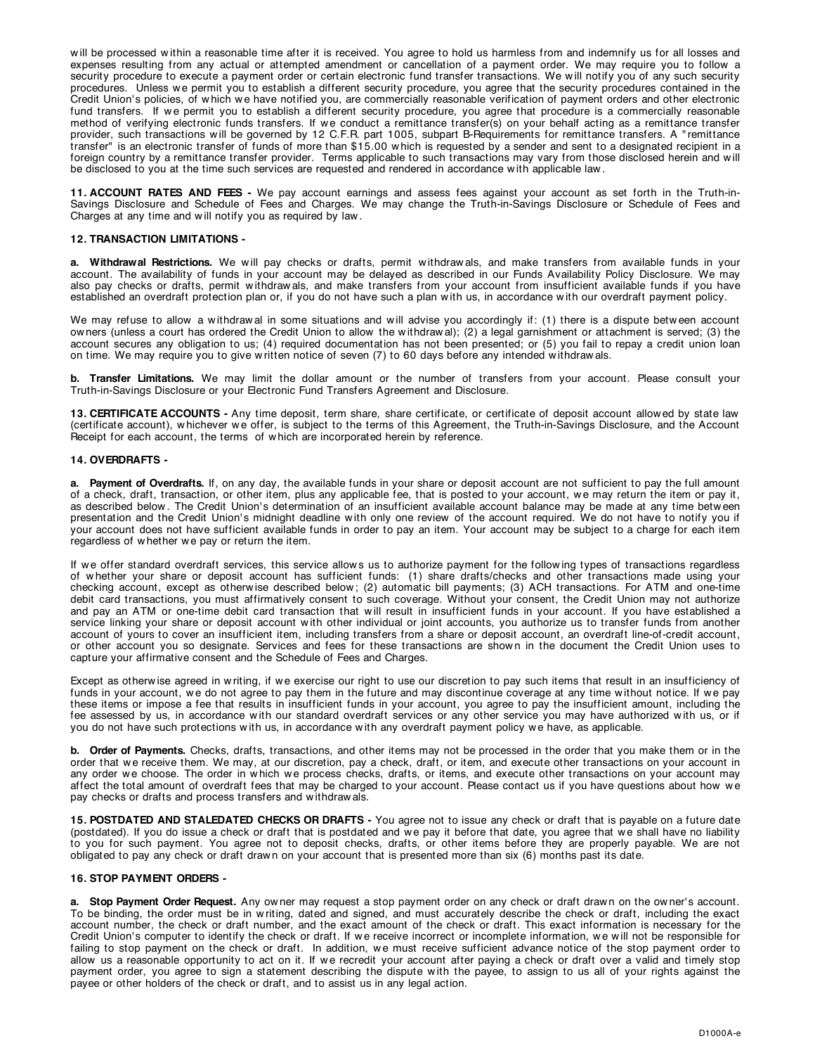will be processed within a reasonable time after it is received. You agree to hold us harmless from and indemnify us for all losses and expenses resulting from any actual or attempted amendment or cancellation of a payment order. We may require you to follow a security procedure to execute a payment order or certain electronic fund transfer transactions. We will notify you of any such security procedures. Unless we permit you to establish a different security procedure, you agree that the security procedures contained in the Credit Union's policies, of which we have notified you, are commercially reasonable verification of payment orders and other electronic fund transfers. If we permit you to establish a different security procedure, you agree that procedure is a commercially reasonable method of verifying electronic funds transfers. If we conduct a remittance transfer(s) on your behalf acting as a remittance transfer provider, such transactions will be governed by 12 C.F.R. part 1005, subpart B-Requirements for remittance transfers. A "remittance transfer" is an electronic transfer of funds of more than $15.00 which is requested by a sender and sent to a designated recipient in a foreign country by a remittance transfer provider. Terms applicable to such transactions may vary from those disclosed herein and will be disclosed to you at the time such services are requested and rendered in accordance with applicable law.

**11. ACCOUNT RATES AND FEES -** We pay account earnings and assess fees against your account as set forth in the Truth-in-Savings Disclosure and Schedule of Fees and Charges. We may change the Truth-in-Savings Disclosure or Schedule of Fees and Charges at any time and will notify you as required by law.

**12. TRANSACTION LIMITATIONS -**

**a. Withdrawal Restrictions.** We will pay checks or drafts, permit withdrawals, and make transfers from available funds in your account. The availability of funds in your account may be delayed as described in our Funds Availability Policy Disclosure. We may also pay checks or drafts, permit withdrawals, and make transfers from your account from insufficient available funds if you have established an overdraft protection plan or, if you do not have such a plan with us, in accordance with our overdraft payment policy.

We may refuse to allow a withdrawal in some situations and will advise you accordingly if: (1) there is a dispute between account owners (unless a court has ordered the Credit Union to allow the withdrawal); (2) a legal garnishment or attachment is served; (3) the account secures any obligation to us; (4) required documentation has not been presented; or (5) you fail to repay a credit union loan on time. We may require you to give written notice of seven (7) to 60 days before any intended withdrawals.

**b. Transfer Limitations.** We may limit the dollar amount or the number of transfers from your account. Please consult your Truth-in-Savings Disclosure or your Electronic Fund Transfers Agreement and Disclosure.

**13. CERTIFICATE ACCOUNTS -** Any time deposit, term share, share certificate, or certificate of deposit account allowed by state law (certificate account), whichever we offer, is subject to the terms of this Agreement, the Truth-in-Savings Disclosure, and the Account Receipt for each account, the terms of which are incorporated herein by reference.

**14. OVERDRAFTS -**

**a. Payment of Overdrafts.** If, on any day, the available funds in your share or deposit account are not sufficient to pay the full amount of a check, draft, transaction, or other item, plus any applicable fee, that is posted to your account, we may return the item or pay it, as described below. The Credit Union's determination of an insufficient available account balance may be made at any time between presentation and the Credit Union's midnight deadline with only one review of the account required. We do not have to notify you if your account does not have sufficient available funds in order to pay an item. Your account may be subject to a charge for each item regardless of whether we pay or return the item.

If we offer standard overdraft services, this service allows us to authorize payment for the following types of transactions regardless of whether your share or deposit account has sufficient funds: (1) share drafts/checks and other transactions made using your checking account, except as otherwise described below; (2) automatic bill payments; (3) ACH transactions. For ATM and one-time debit card transactions, you must affirmatively consent to such coverage. Without your consent, the Credit Union may not authorize and pay an ATM or one-time debit card transaction that will result in insufficient funds in your account. If you have established a service linking your share or deposit account with other individual or joint accounts, you authorize us to transfer funds from another account of yours to cover an insufficient item, including transfers from a share or deposit account, an overdraft line-of-credit account, or other account you so designate. Services and fees for these transactions are shown in the document the Credit Union uses to capture your affirmative consent and the Schedule of Fees and Charges.

Except as otherwise agreed in writing, if we exercise our right to use our discretion to pay such items that result in an insufficiency of funds in your account, we do not agree to pay them in the future and may discontinue coverage at any time without notice. If we pay these items or impose a fee that results in insufficient funds in your account, you agree to pay the insufficient amount, including the fee assessed by us, in accordance with our standard overdraft services or any other service you may have authorized with us, or if you do not have such protections with us, in accordance with any overdraft payment policy we have, as applicable.

**b. Order of Payments.** Checks, drafts, transactions, and other items may not be processed in the order that you make them or in the order that we receive them. We may, at our discretion, pay a check, draft, or item, and execute other transactions on your account in any order we choose. The order in which we process checks, drafts, or items, and execute other transactions on your account may affect the total amount of overdraft fees that may be charged to your account. Please contact us if you have questions about how we pay checks or drafts and process transfers and withdrawals.

**15. POSTDATED AND STALEDATED CHECKS OR DRAFTS -** You agree not to issue any check or draft that is payable on a future date (postdated). If you do issue a check or draft that is postdated and we pay it before that date, you agree that we shall have no liability to you for such payment. You agree not to deposit checks, drafts, or other items before they are properly payable. We are not obligated to pay any check or draft drawn on your account that is presented more than six (6) months past its date.

**16. STOP PAYMENT ORDERS -**

**a. Stop Payment Order Request.** Any owner may request a stop payment order on any check or draft drawn on the owner's account. To be binding, the order must be in writing, dated and signed, and must accurately describe the check or draft, including the exact account number, the check or draft number, and the exact amount of the check or draft. This exact information is necessary for the Credit Union's computer to identify the check or draft. If we receive incorrect or incomplete information, we will not be responsible for failing to stop payment on the check or draft. In addition, we must receive sufficient advance notice of the stop payment order to allow us a reasonable opportunity to act on it. If we recredit your account after paying a check or draft over a valid and timely stop payment order, you agree to sign a statement describing the dispute with the payee, to assign to us all of your rights against the payee or other holders of the check or draft, and to assist us in any legal action.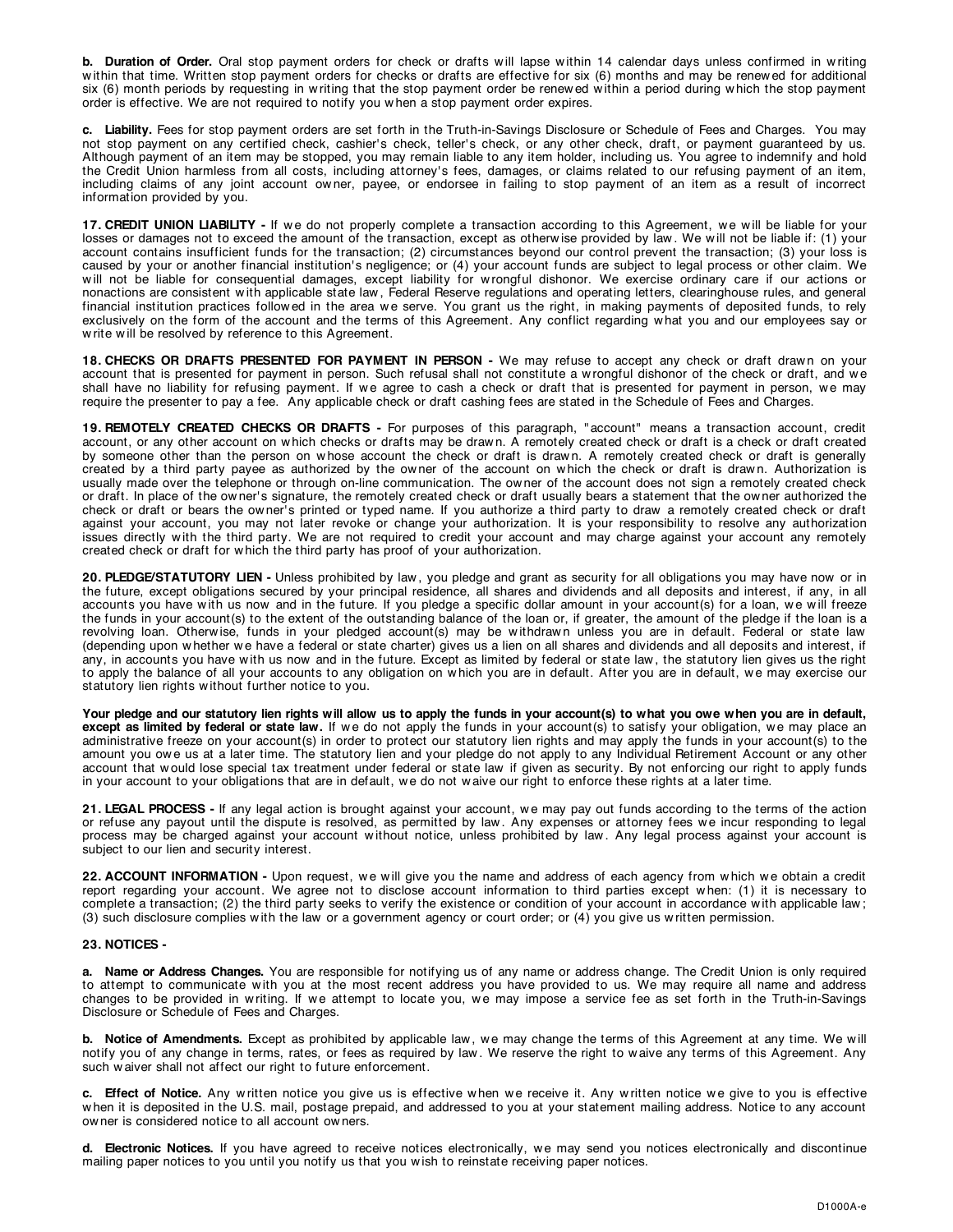**b. Duration of Order.** Oral stop payment orders for check or drafts will lapse within 14 calendar days unless confirmed in writing within that time. Written stop payment orders for checks or drafts are effective for six (6) months and may be renewed for additional six (6) month periods by requesting in writing that the stop payment order be renewed within a period during which the stop payment order is effective. We are not required to notify you when a stop payment order expires.

**c. Liability.** Fees for stop payment orders are set forth in the Truth-in-Savings Disclosure or Schedule of Fees and Charges. You may not stop payment on any certified check, cashier's check, teller's check, or any other check, draft, or payment guaranteed by us. Although payment of an item may be stopped, you may remain liable to any item holder, including us. You agree to indemnify and hold the Credit Union harmless from all costs, including attorney's fees, damages, or claims related to our refusing payment of an item, including claims of any joint account owner, payee, or endorsee in failing to stop payment of an item as a result of incorrect information provided by you.

**17. CREDIT UNION LIABILITY -** If we do not properly complete a transaction according to this Agreement, we will be liable for your losses or damages not to exceed the amount of the transaction, except as otherwise provided by law. We will not be liable if: (1) your account contains insufficient funds for the transaction; (2) circumstances beyond our control prevent the transaction; (3) your loss is caused by your or another financial institution's negligence; or (4) your account funds are subject to legal process or other claim. We will not be liable for consequential damages, except liability for wrongful dishonor. We exercise ordinary care if our actions or nonactions are consistent with applicable state law, Federal Reserve regulations and operating letters, clearinghouse rules, and general financial institution practices followed in the area we serve. You grant us the right, in making payments of deposited funds, to rely exclusively on the form of the account and the terms of this Agreement. Any conflict regarding what you and our employees say or write will be resolved by reference to this Agreement.

**18. CHECKS OR DRAFTS PRESENTED FOR PAYMENT IN PERSON -** We may refuse to accept any check or draft drawn on your account that is presented for payment in person. Such refusal shall not constitute a wrongful dishonor of the check or draft, and we shall have no liability for refusing payment. If we agree to cash a check or draft that is presented for payment in person, we may require the presenter to pay a fee. Any applicable check or draft cashing fees are stated in the Schedule of Fees and Charges.

**19. REMOTELY CREATED CHECKS OR DRAFTS -** For purposes of this paragraph, "account" means a transaction account, credit account, or any other account on which checks or drafts may be drawn. A remotely created check or draft is a check or draft created by someone other than the person on whose account the check or draft is drawn. A remotely created check or draft is generally created by a third party payee as authorized by the owner of the account on which the check or draft is drawn. Authorization is usually made over the telephone or through on-line communication. The owner of the account does not sign a remotely created check or draft. In place of the owner's signature, the remotely created check or draft usually bears a statement that the owner authorized the check or draft or bears the owner's printed or typed name. If you authorize a third party to draw a remotely created check or draft against your account, you may not later revoke or change your authorization. It is your responsibility to resolve any authorization issues directly with the third party. We are not required to credit your account and may charge against your account any remotely created check or draft for which the third party has proof of your authorization.

**20. PLEDGE/STATUTORY LIEN -** Unless prohibited by law, you pledge and grant as security for all obligations you may have now or in the future, except obligations secured by your principal residence, all shares and dividends and all deposits and interest, if any, in all accounts you have with us now and in the future. If you pledge a specific dollar amount in your account(s) for a loan, we will freeze the funds in your account(s) to the extent of the outstanding balance of the loan or, if greater, the amount of the pledge if the loan is a revolving loan. Otherwise, funds in your pledged account(s) may be withdrawn unless you are in default. Federal or state law (depending upon whether we have a federal or state charter) gives us a lien on all shares and dividends and all deposits and interest, if any, in accounts you have with us now and in the future. Except as limited by federal or state law, the statutory lien gives us the right to apply the balance of all your accounts to any obligation on which you are in default. After you are in default, we may exercise our statutory lien rights without further notice to you.

**Your pledge and our statutory lien rights will allow us to apply the funds in your account(s) to what you owe when you are in default, except as limited by federal or state law.** If we do not apply the funds in your account(s) to satisfy your obligation, we may place an administrative freeze on your account(s) in order to protect our statutory lien rights and may apply the funds in your account(s) to the amount you owe us at a later time. The statutory lien and your pledge do not apply to any Individual Retirement Account or any other account that would lose special tax treatment under federal or state law if given as security. By not enforcing our right to apply funds in your account to your obligations that are in default, we do not waive our right to enforce these rights at a later time.

**21. LEGAL PROCESS -** If any legal action is brought against your account, we may pay out funds according to the terms of the action or refuse any payout until the dispute is resolved, as permitted by law. Any expenses or attorney fees we incur responding to legal process may be charged against your account without notice, unless prohibited by law. Any legal process against your account is subject to our lien and security interest.

**22. ACCOUNT INFORMATION -** Upon request, we will give you the name and address of each agency from which we obtain a credit report regarding your account. We agree not to disclose account information to third parties except when: (1) it is necessary to complete a transaction; (2) the third party seeks to verify the existence or condition of your account in accordance with applicable law; (3) such disclosure complies with the law or a government agency or court order; or (4) you give us written permission.

**23. NOTICES -**

**a. Name or Address Changes.** You are responsible for notifying us of any name or address change. The Credit Union is only required to attempt to communicate with you at the most recent address you have provided to us. We may require all name and address changes to be provided in writing. If we attempt to locate you, we may impose a service fee as set forth in the Truth-in-Savings Disclosure or Schedule of Fees and Charges.

**b. Notice of Amendments.** Except as prohibited by applicable law, we may change the terms of this Agreement at any time. We will notify you of any change in terms, rates, or fees as required by law. We reserve the right to waive any terms of this Agreement. Any such waiver shall not affect our right to future enforcement.

**c. Effect of Notice.** Any written notice you give us is effective when we receive it. Any written notice we give to you is effective when it is deposited in the U.S. mail, postage prepaid, and addressed to you at your statement mailing address. Notice to any account owner is considered notice to all account owners.

**d. Electronic Notices.** If you have agreed to receive notices electronically, we may send you notices electronically and discontinue mailing paper notices to you until you notify us that you wish to reinstate receiving paper notices.

D1000A-e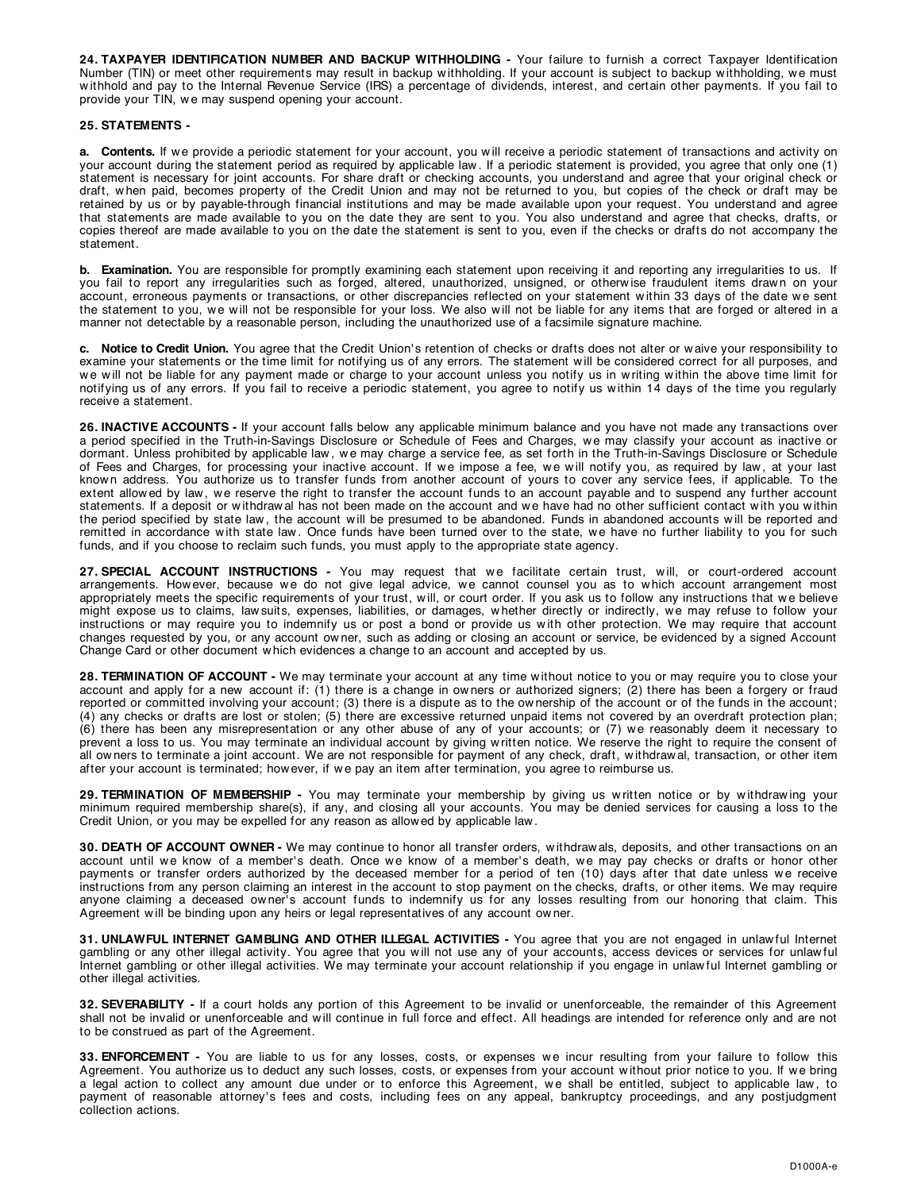**24. TAXPAYER IDENTIFICATION NUMBER AND BACKUP WITHHOLDING -** Your failure to furnish a correct Taxpayer Identification Number (TIN) or meet other requirements may result in backup withholding. If your account is subject to backup withholding, we must withhold and pay to the Internal Revenue Service (IRS) a percentage of dividends, interest, and certain other payments. If you fail to provide your TIN, we may suspend opening your account.

**25. STATEMENTS -**

**a. Contents.** If we provide a periodic statement for your account, you will receive a periodic statement of transactions and activity on your account during the statement period as required by applicable law. If a periodic statement is provided, you agree that only one (1) statement is necessary for joint accounts. For share draft or checking accounts, you understand and agree that your original check or draft, when paid, becomes property of the Credit Union and may not be returned to you, but copies of the check or draft may be retained by us or by payable-through financial institutions and may be made available upon your request. You understand and agree that statements are made available to you on the date they are sent to you. You also understand and agree that checks, drafts, or copies thereof are made available to you on the date the statement is sent to you, even if the checks or drafts do not accompany the statement.

**b. Examination.** You are responsible for promptly examining each statement upon receiving it and reporting any irregularities to us. If you fail to report any irregularities such as forged, altered, unauthorized, unsigned, or otherwise fraudulent items drawn on your account, erroneous payments or transactions, or other discrepancies reflected on your statement within 33 days of the date we sent the statement to you, we will not be responsible for your loss. We also will not be liable for any items that are forged or altered in a manner not detectable by a reasonable person, including the unauthorized use of a facsimile signature machine.

**c. Notice to Credit Union.** You agree that the Credit Union's retention of checks or drafts does not alter or waive your responsibility to examine your statements or the time limit for notifying us of any errors. The statement will be considered correct for all purposes, and we will not be liable for any payment made or charge to your account unless you notify us in writing within the above time limit for notifying us of any errors. If you fail to receive a periodic statement, you agree to notify us within 14 days of the time you regularly receive a statement.

**26. INACTIVE ACCOUNTS -** If your account falls below any applicable minimum balance and you have not made any transactions over a period specified in the Truth-in-Savings Disclosure or Schedule of Fees and Charges, we may classify your account as inactive or dormant. Unless prohibited by applicable law, we may charge a service fee, as set forth in the Truth-in-Savings Disclosure or Schedule of Fees and Charges, for processing your inactive account. If we impose a fee, we will notify you, as required by law, at your last known address. You authorize us to transfer funds from another account of yours to cover any service fees, if applicable. To the extent allowed by law, we reserve the right to transfer the account funds to an account payable and to suspend any further account statements. If a deposit or withdrawal has not been made on the account and we have had no other sufficient contact with you within the period specified by state law, the account will be presumed to be abandoned. Funds in abandoned accounts will be reported and remitted in accordance with state law. Once funds have been turned over to the state, we have no further liability to you for such funds, and if you choose to reclaim such funds, you must apply to the appropriate state agency.

**27. SPECIAL ACCOUNT INSTRUCTIONS -** You may request that we facilitate certain trust, will, or court-ordered account arrangements. However, because we do not give legal advice, we cannot counsel you as to which account arrangement most appropriately meets the specific requirements of your trust, will, or court order. If you ask us to follow any instructions that we believe might expose us to claims, lawsuits, expenses, liabilities, or damages, whether directly or indirectly, we may refuse to follow your instructions or may require you to indemnify us or post a bond or provide us with other protection. We may require that account changes requested by you, or any account owner, such as adding or closing an account or service, be evidenced by a signed Account Change Card or other document which evidences a change to an account and accepted by us.

**28. TERMINATION OF ACCOUNT -** We may terminate your account at any time without notice to you or may require you to close your account and apply for a new account if: (1) there is a change in owners or authorized signers; (2) there has been a forgery or fraud reported or committed involving your account; (3) there is a dispute as to the ownership of the account or of the funds in the account; (4) any checks or drafts are lost or stolen; (5) there are excessive returned unpaid items not covered by an overdraft protection plan; (6) there has been any misrepresentation or any other abuse of any of your accounts; or (7) we reasonably deem it necessary to prevent a loss to us. You may terminate an individual account by giving written notice. We reserve the right to require the consent of all owners to terminate a joint account. We are not responsible for payment of any check, draft, withdrawal, transaction, or other item after your account is terminated; however, if we pay an item after termination, you agree to reimburse us.

**29. TERMINATION OF MEMBERSHIP -** You may terminate your membership by giving us written notice or by withdrawing your minimum required membership share(s), if any, and closing all your accounts. You may be denied services for causing a loss to the Credit Union, or you may be expelled for any reason as allowed by applicable law.

**30. DEATH OF ACCOUNT OWNER -** We may continue to honor all transfer orders, withdrawals, deposits, and other transactions on an account until we know of a member's death. Once we know of a member's death, we may pay checks or drafts or honor other payments or transfer orders authorized by the deceased member for a period of ten (10) days after that date unless we receive instructions from any person claiming an interest in the account to stop payment on the checks, drafts, or other items. We may require anyone claiming a deceased owner's account funds to indemnify us for any losses resulting from our honoring that claim. This Agreement will be binding upon any heirs or legal representatives of any account owner.

**31. UNLAWFUL INTERNET GAMBLING AND OTHER ILLEGAL ACTIVITIES -** You agree that you are not engaged in unlawful Internet gambling or any other illegal activity. You agree that you will not use any of your accounts, access devices or services for unlawful Internet gambling or other illegal activities. We may terminate your account relationship if you engage in unlawful Internet gambling or other illegal activities.

**32. SEVERABILITY -** If a court holds any portion of this Agreement to be invalid or unenforceable, the remainder of this Agreement shall not be invalid or unenforceable and will continue in full force and effect. All headings are intended for reference only and are not to be construed as part of the Agreement.

**33. ENFORCEMENT -** You are liable to us for any losses, costs, or expenses we incur resulting from your failure to follow this Agreement. You authorize us to deduct any such losses, costs, or expenses from your account without prior notice to you. If we bring a legal action to collect any amount due under or to enforce this Agreement, we shall be entitled, subject to applicable law, to payment of reasonable attorney's fees and costs, including fees on any appeal, bankruptcy proceedings, and any postjudgment collection actions.

D1000A-e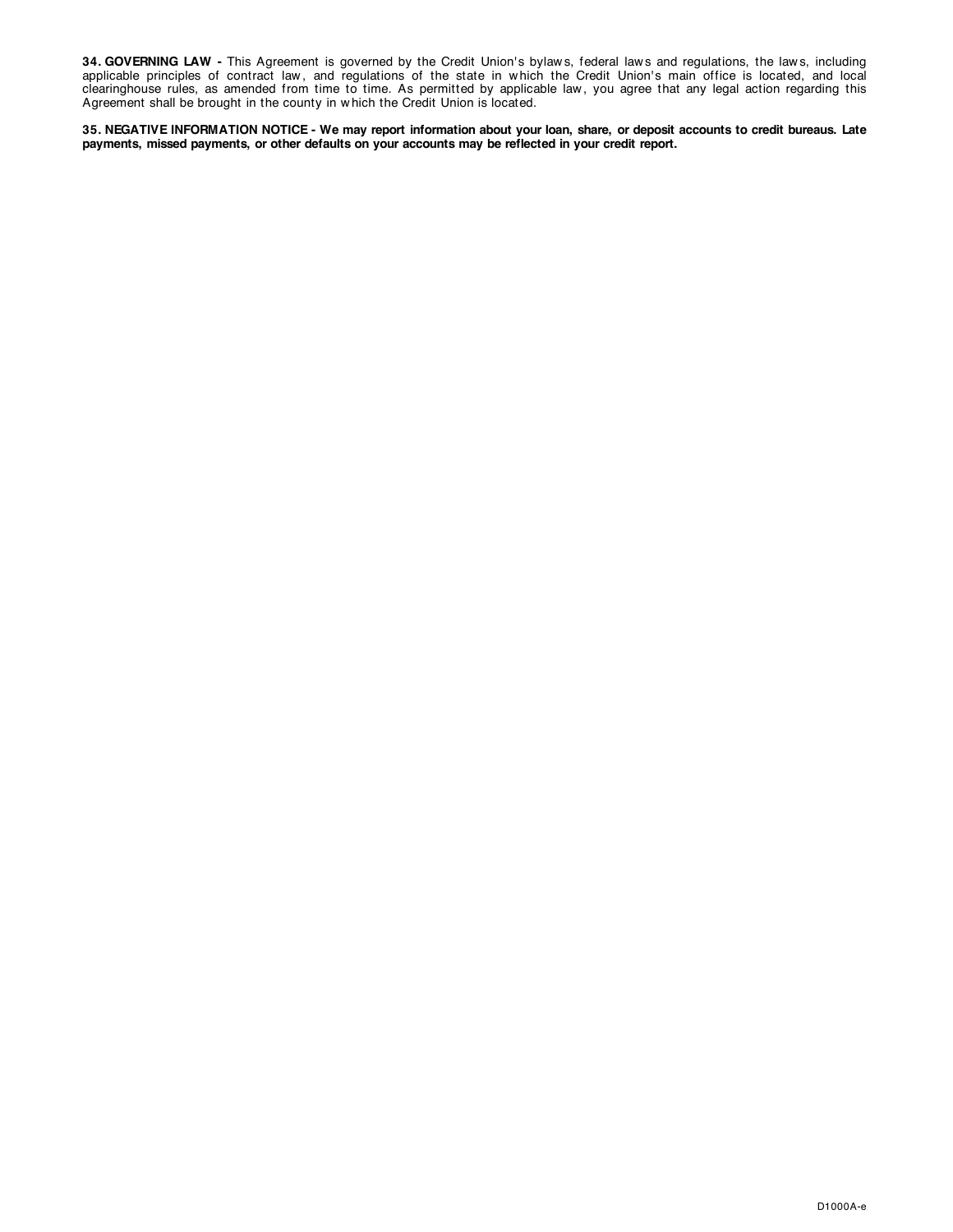**34. GOVERNING LAW -** This Agreement is governed by the Credit Union's bylaws, federal laws and regulations, the laws, including applicable principles of contract law, and regulations of the state in which the Credit Union's main office is located, and local clearinghouse rules, as amended from time to time. As permitted by applicable law, you agree that any legal action regarding this Agreement shall be brought in the county in which the Credit Union is located.

**35. NEGATIVE INFORMATION NOTICE - We may report information about your loan, share, or deposit accounts to credit bureaus. Late payments, missed payments, or other defaults on your accounts may be reflected in your credit report.**

D1000A-e